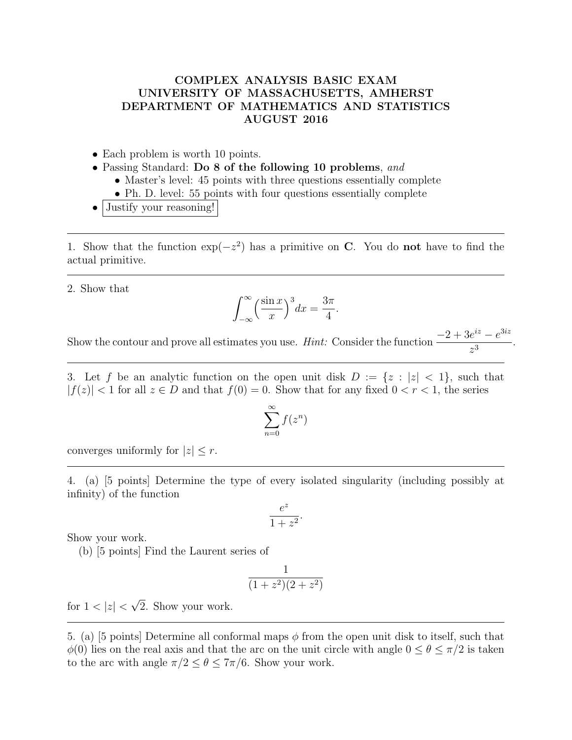# COMPLEX ANALYSIS BASIC EXAM
# UNIVERSITY OF MASSACHUSETTS, AMHERST
# DEPARTMENT OF MATHEMATICS AND STATISTICS
# AUGUST 2016

- Each problem is worth 10 points.
- Passing Standard: **Do 8 of the following 10 problems**, *and*
  - Master's level: 45 points with three questions essentially complete
  - Ph. D. level: 55 points with four questions essentially complete
- Justify your reasoning!

---

1. Show that the function $\exp(-z^2)$ has a primitive on $\mathbf{C}$. You do **not** have to find the actual primitive.

---

2. Show that

$$\int_{-\infty}^{\infty} \Big(\frac{\sin x}{x}\Big)^3 dx = \frac{3\pi}{4}.$$

Show the contour and prove all estimates you use. *Hint:* Consider the function $\dfrac{-2 + 3e^{iz} - e^{3iz}}{z^3}$.

---

3. Let $f$ be an analytic function on the open unit disk $D := \{z : |z| < 1\}$, such that $|f(z)| < 1$ for all $z \in D$ and that $f(0) = 0$. Show that for any fixed $0 < r < 1$, the series

$$\sum_{n=0}^{\infty} f(z^n)$$

converges uniformly for $|z| \leq r$.

---

4. (a) [5 points] Determine the type of every isolated singularity (including possibly at infinity) of the function

$$\frac{e^z}{1+z^2}.$$

Show your work.

(b) [5 points] Find the Laurent series of

$$\frac{1}{(1+z^2)(2+z^2)}$$

for $1 < |z| < \sqrt{2}$. Show your work.

---

5. (a) [5 points] Determine all conformal maps $\phi$ from the open unit disk to itself, such that $\phi(0)$ lies on the real axis and that the arc on the unit circle with angle $0 \leq \theta \leq \pi/2$ is taken to the arc with angle $\pi/2 \leq \theta \leq 7\pi/6$. Show your work.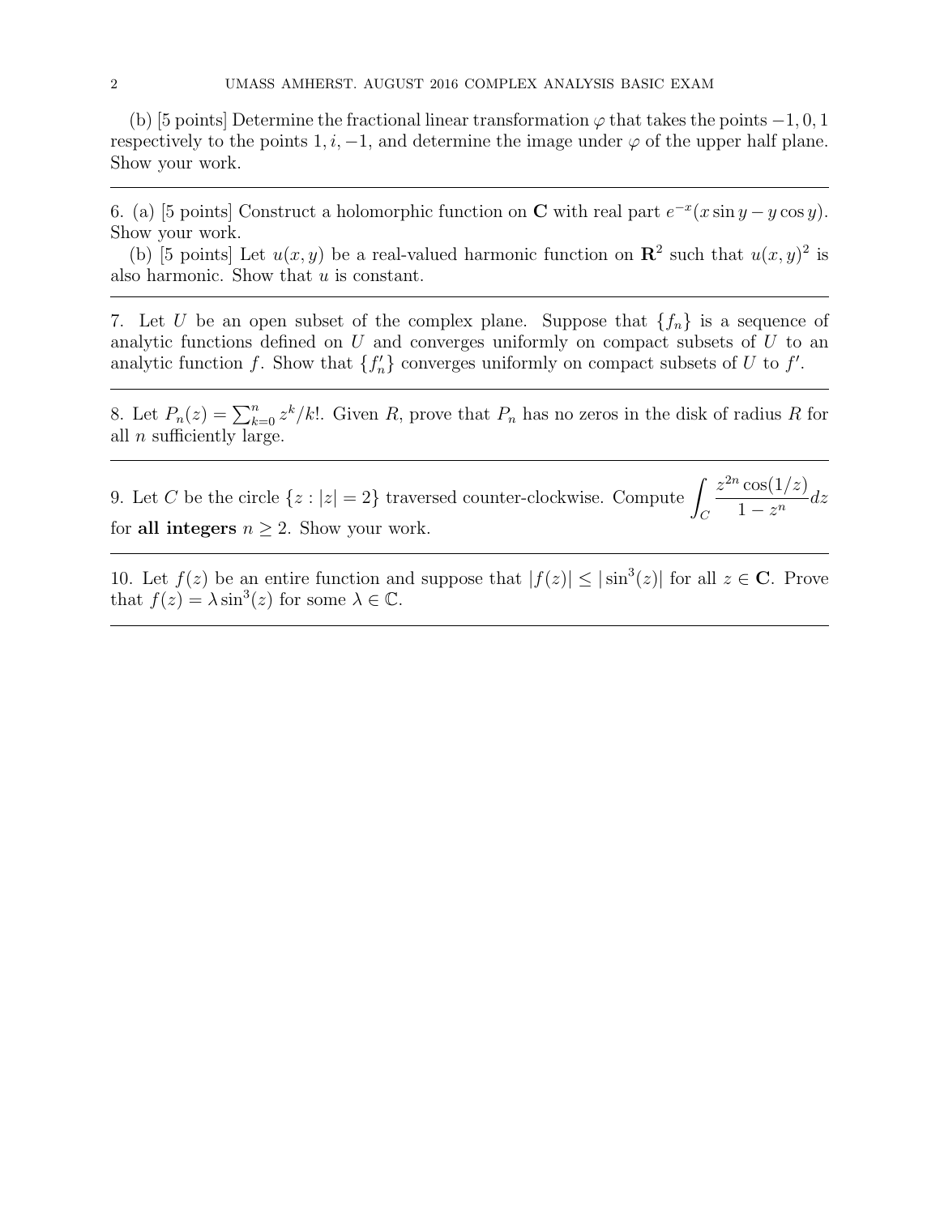(b) [5 points] Determine the fractional linear transformation $\varphi$ that takes the points $-1, 0, 1$ respectively to the points $1, i, -1$, and determine the image under $\varphi$ of the upper half plane. Show your work.

---

6. (a) [5 points] Construct a holomorphic function on $\mathbf{C}$ with real part $e^{-x}(x \sin y - y \cos y)$. Show your work.

(b) [5 points] Let $u(x, y)$ be a real-valued harmonic function on $\mathbf{R}^2$ such that $u(x, y)^2$ is also harmonic. Show that $u$ is constant.

---

7. Let $U$ be an open subset of the complex plane. Suppose that $\{f_n\}$ is a sequence of analytic functions defined on $U$ and converges uniformly on compact subsets of $U$ to an analytic function $f$. Show that $\{f_n'\}$ converges uniformly on compact subsets of $U$ to $f'$.

---

8. Let $P_n(z) = \sum_{k=0}^{n} z^k/k!$. Given $R$, prove that $P_n$ has no zeros in the disk of radius $R$ for all $n$ sufficiently large.

---

9. Let $C$ be the circle $\{z : |z| = 2\}$ traversed counter-clockwise. Compute $\displaystyle\int_C \frac{z^{2n}\cos(1/z)}{1 - z^n} dz$ for **all integers** $n \geq 2$. Show your work.

---

10. Let $f(z)$ be an entire function and suppose that $|f(z)| \leq |\sin^3(z)|$ for all $z \in \mathbf{C}$. Prove that $f(z) = \lambda \sin^3(z)$ for some $\lambda \in \mathbb{C}$.

---